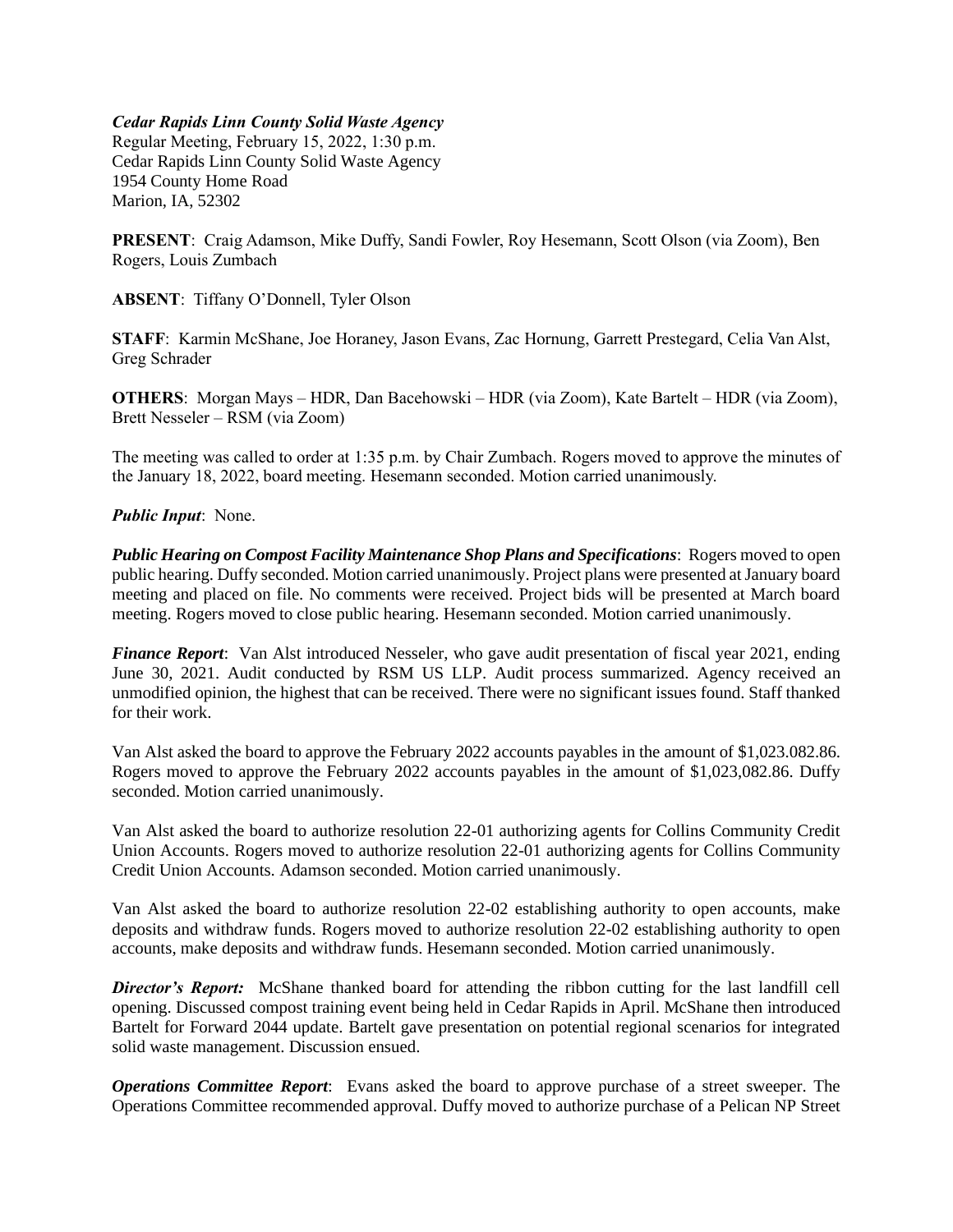***Cedar Rapids Linn County Solid Waste Agency***
Regular Meeting, February 15, 2022, 1:30 p.m.
Cedar Rapids Linn County Solid Waste Agency
1954 County Home Road
Marion, IA, 52302

**PRESENT**: Craig Adamson, Mike Duffy, Sandi Fowler, Roy Hesemann, Scott Olson (via Zoom), Ben Rogers, Louis Zumbach

**ABSENT**: Tiffany O'Donnell, Tyler Olson

**STAFF**: Karmin McShane, Joe Horaney, Jason Evans, Zac Hornung, Garrett Prestegard, Celia Van Alst, Greg Schrader

**OTHERS**: Morgan Mays – HDR, Dan Bacehowski – HDR (via Zoom), Kate Bartelt – HDR (via Zoom), Brett Nesseler – RSM (via Zoom)

The meeting was called to order at 1:35 p.m. by Chair Zumbach. Rogers moved to approve the minutes of the January 18, 2022, board meeting. Hesemann seconded. Motion carried unanimously.

***Public Input***: None.

***Public Hearing on Compost Facility Maintenance Shop Plans and Specifications***: Rogers moved to open public hearing. Duffy seconded. Motion carried unanimously. Project plans were presented at January board meeting and placed on file. No comments were received. Project bids will be presented at March board meeting. Rogers moved to close public hearing. Hesemann seconded. Motion carried unanimously.

***Finance Report***: Van Alst introduced Nesseler, who gave audit presentation of fiscal year 2021, ending June 30, 2021. Audit conducted by RSM US LLP. Audit process summarized. Agency received an unmodified opinion, the highest that can be received. There were no significant issues found. Staff thanked for their work.

Van Alst asked the board to approve the February 2022 accounts payables in the amount of $1,023.082.86. Rogers moved to approve the February 2022 accounts payables in the amount of $1,023,082.86. Duffy seconded. Motion carried unanimously.

Van Alst asked the board to authorize resolution 22-01 authorizing agents for Collins Community Credit Union Accounts. Rogers moved to authorize resolution 22-01 authorizing agents for Collins Community Credit Union Accounts. Adamson seconded. Motion carried unanimously.

Van Alst asked the board to authorize resolution 22-02 establishing authority to open accounts, make deposits and withdraw funds. Rogers moved to authorize resolution 22-02 establishing authority to open accounts, make deposits and withdraw funds. Hesemann seconded. Motion carried unanimously.

***Director's Report:*** McShane thanked board for attending the ribbon cutting for the last landfill cell opening. Discussed compost training event being held in Cedar Rapids in April. McShane then introduced Bartelt for Forward 2044 update. Bartelt gave presentation on potential regional scenarios for integrated solid waste management. Discussion ensued.

***Operations Committee Report***: Evans asked the board to approve purchase of a street sweeper. The Operations Committee recommended approval. Duffy moved to authorize purchase of a Pelican NP Street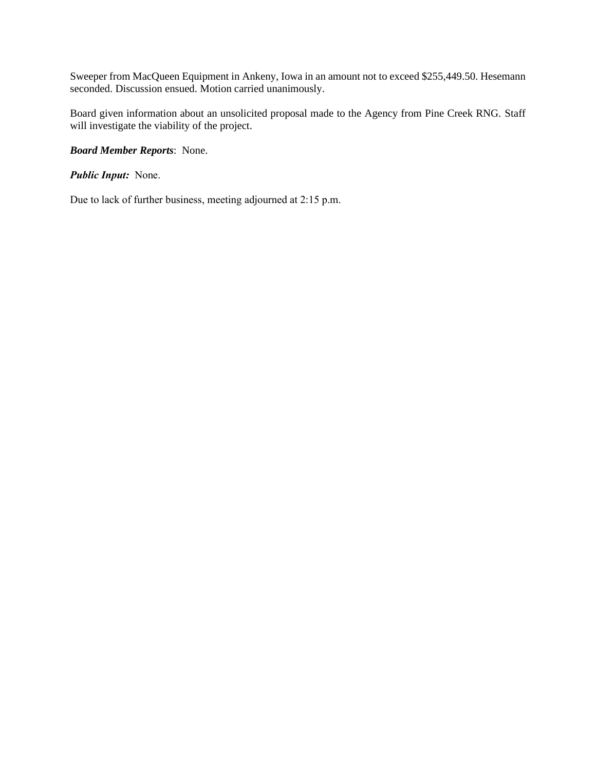Sweeper from MacQueen Equipment in Ankeny, Iowa in an amount not to exceed $255,449.50. Hesemann seconded. Discussion ensued. Motion carried unanimously.

Board given information about an unsolicited proposal made to the Agency from Pine Creek RNG. Staff will investigate the viability of the project.

***Board Member Reports***: None.

***Public Input:*** None.

Due to lack of further business, meeting adjourned at 2:15 p.m.